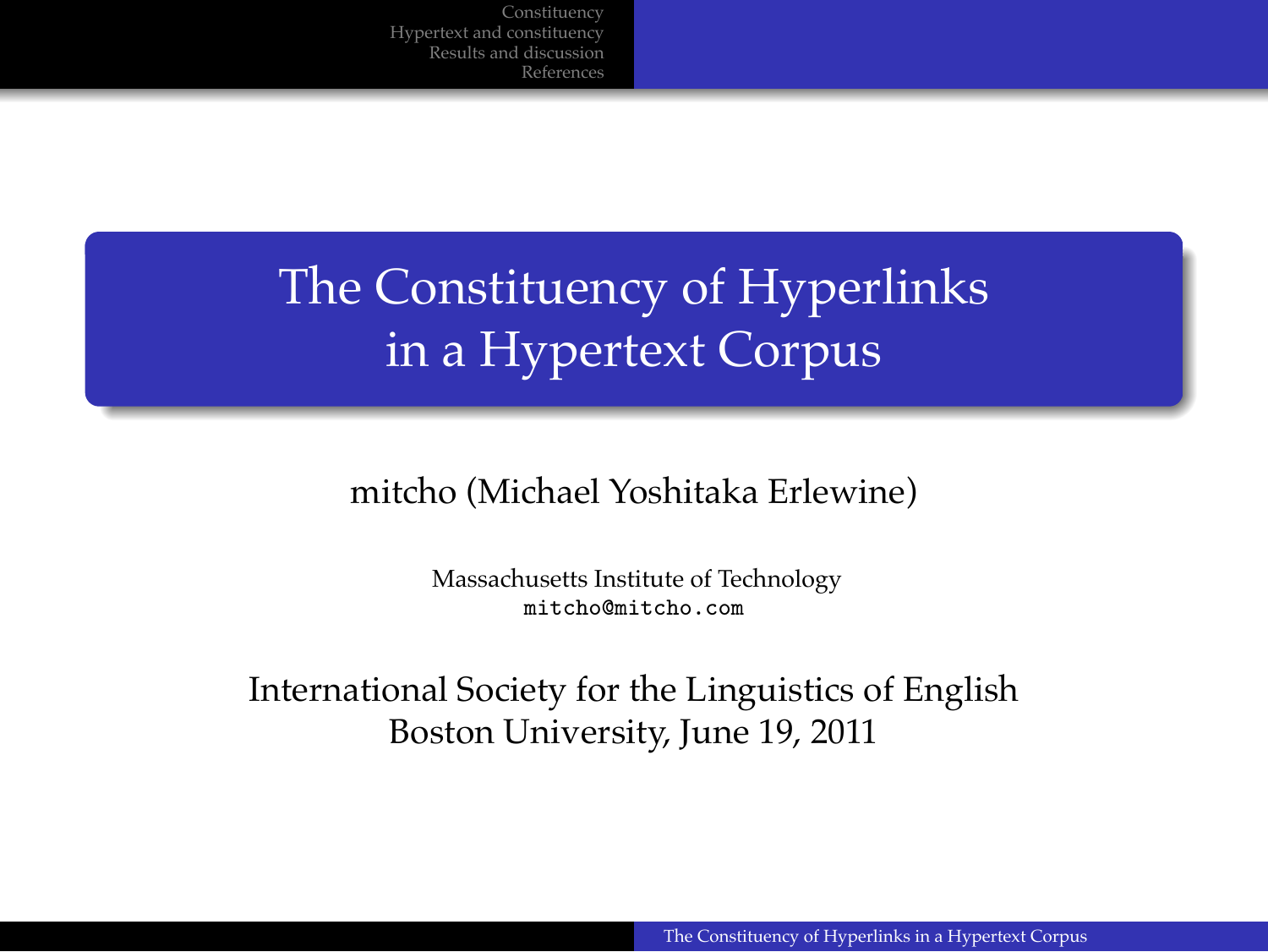# The Constituency of Hyperlinks in a Hypertext Corpus

mitcho (Michael Yoshitaka Erlewine)

Massachusetts Institute of Technology
`mitcho@mitcho.com`

International Society for the Linguistics of English
Boston University, June 19, 2011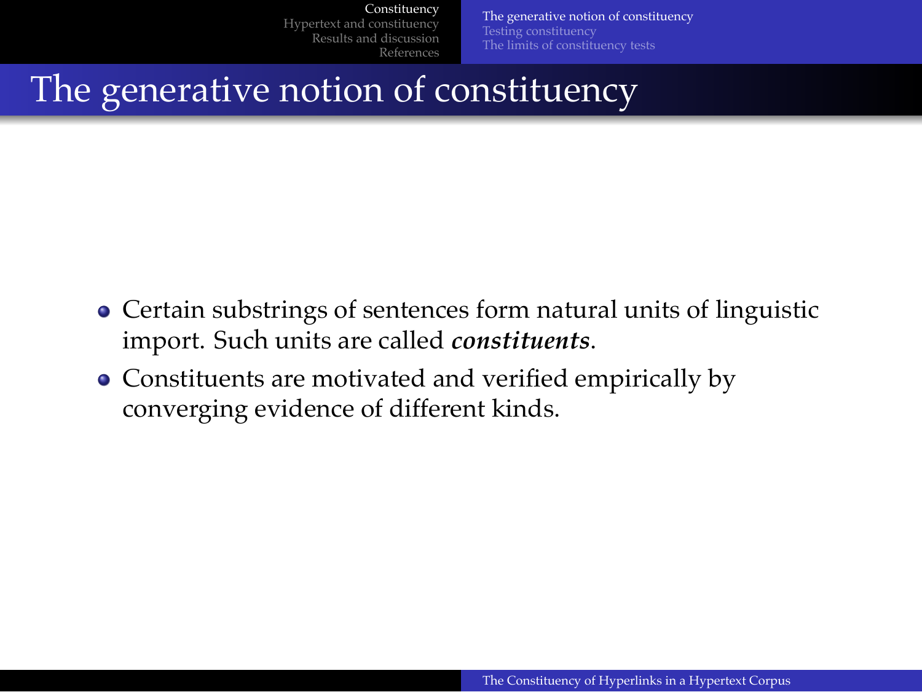# The generative notion of constituency

- Certain substrings of sentences form natural units of linguistic import. Such units are called ***constituents***.
- Constituents are motivated and verified empirically by converging evidence of different kinds.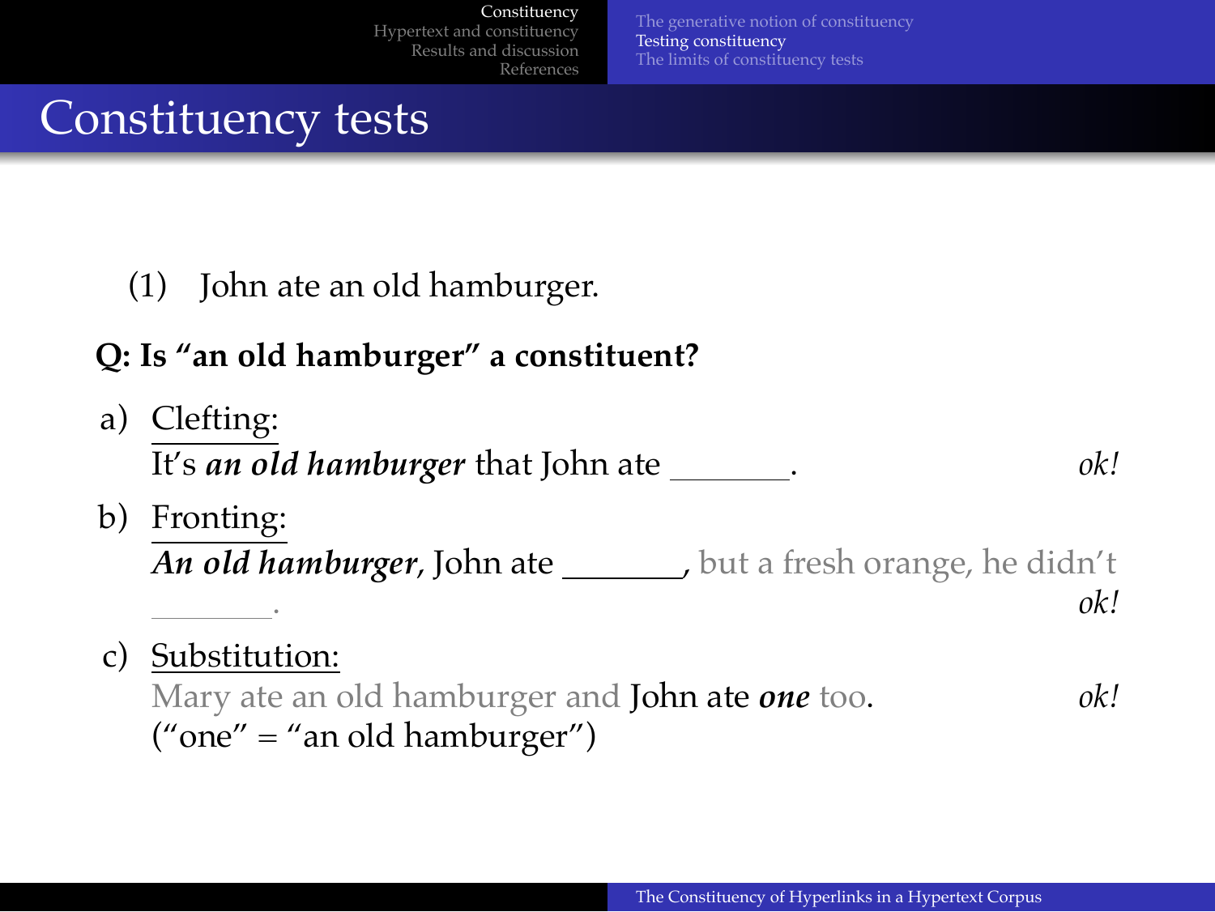## Constituency tests

(1) John ate an old hamburger.

**Q: Is "an old hamburger" a constituent?**

a) Clefting:
It's ***an old hamburger*** that John ate \_\_\_\_\_\_\_. *ok!*

b) Fronting:
***An old hamburger***, John ate \_\_\_\_\_\_\_, but a fresh orange, he didn't \_\_\_\_\_\_\_. *ok!*

c) Substitution:
Mary ate an old hamburger and John ate ***one*** too. *ok!*
("one" = "an old hamburger")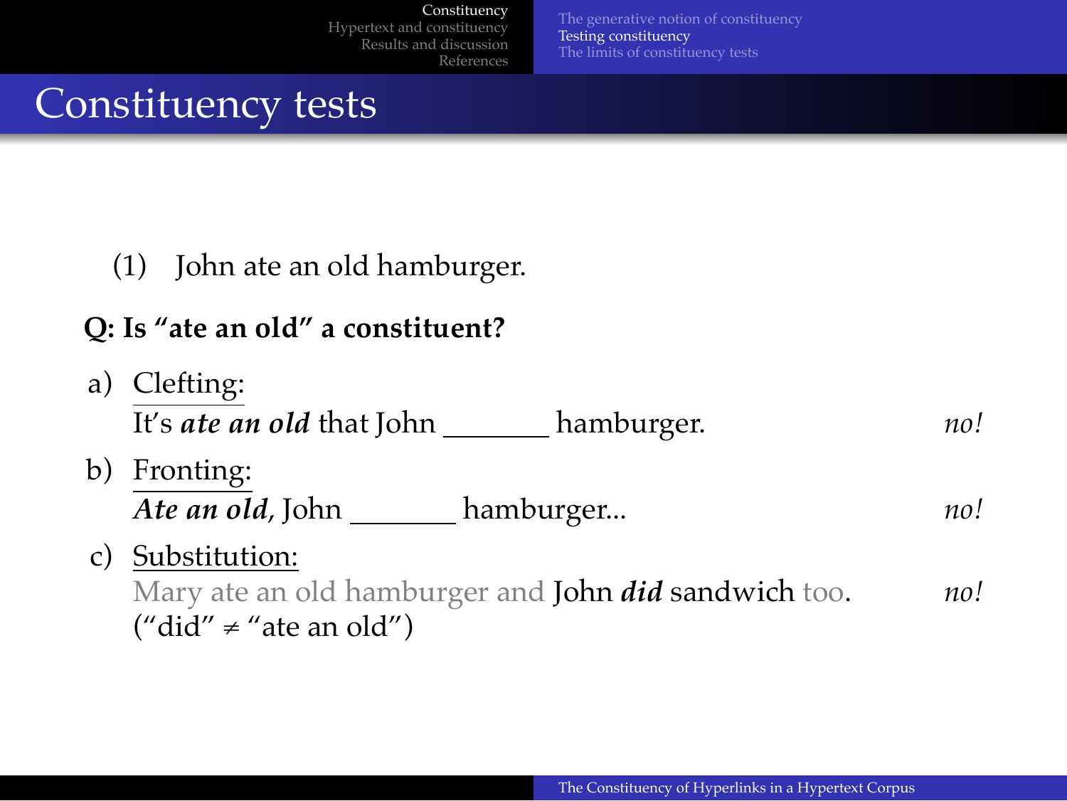# Constituency tests

(1) John ate an old hamburger.

**Q: Is "ate an old" a constituent?**

a) Clefting:
It's ***ate an old*** that John _______ hamburger. *no!*

b) Fronting:
***Ate an old,*** John _______ hamburger... *no!*

c) Substitution:
Mary ate an old hamburger and John ***did*** sandwich too. *no!*
("did" $\neq$ "ate an old")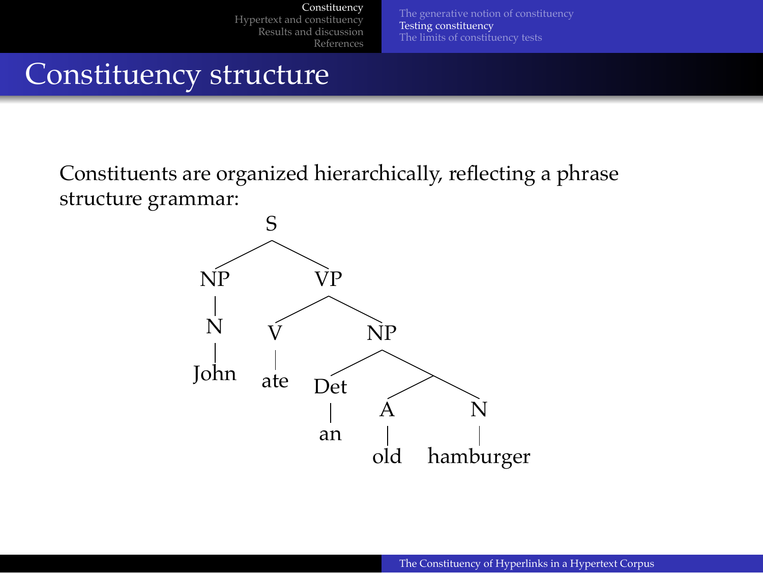# Constituency structure

Constituents are organized hierarchically, reflecting a phrase structure grammar:

```
                S
          _____|_____
         NP          VP
         |       ____|____
         N      V         NP
         |      |    _____|_______
        John   ate  Det        ___|___
                     |        A       N
                    an        |       |
                             old  hamburger
```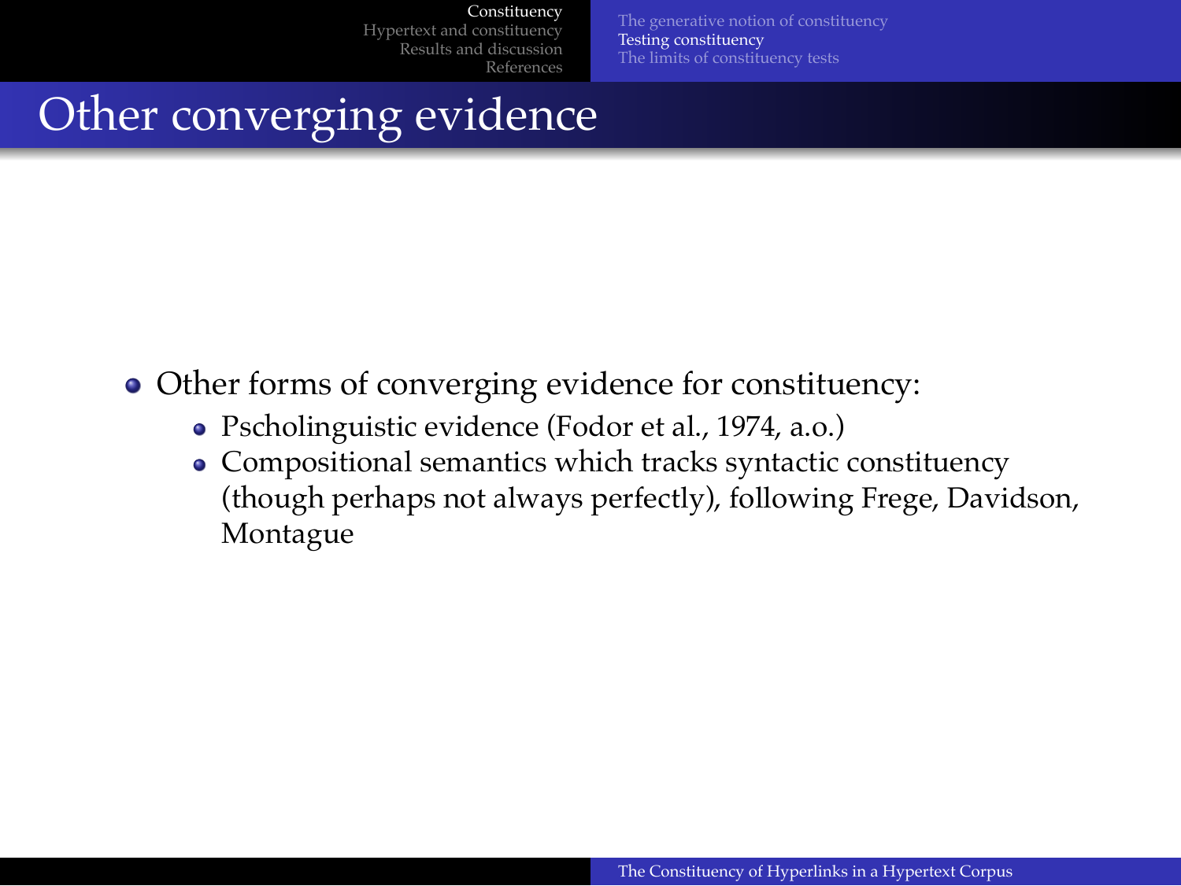# Other converging evidence

- Other forms of converging evidence for constituency:
  - Pscholinguistic evidence (Fodor et al., 1974, a.o.)
  - Compositional semantics which tracks syntactic constituency (though perhaps not always perfectly), following Frege, Davidson, Montague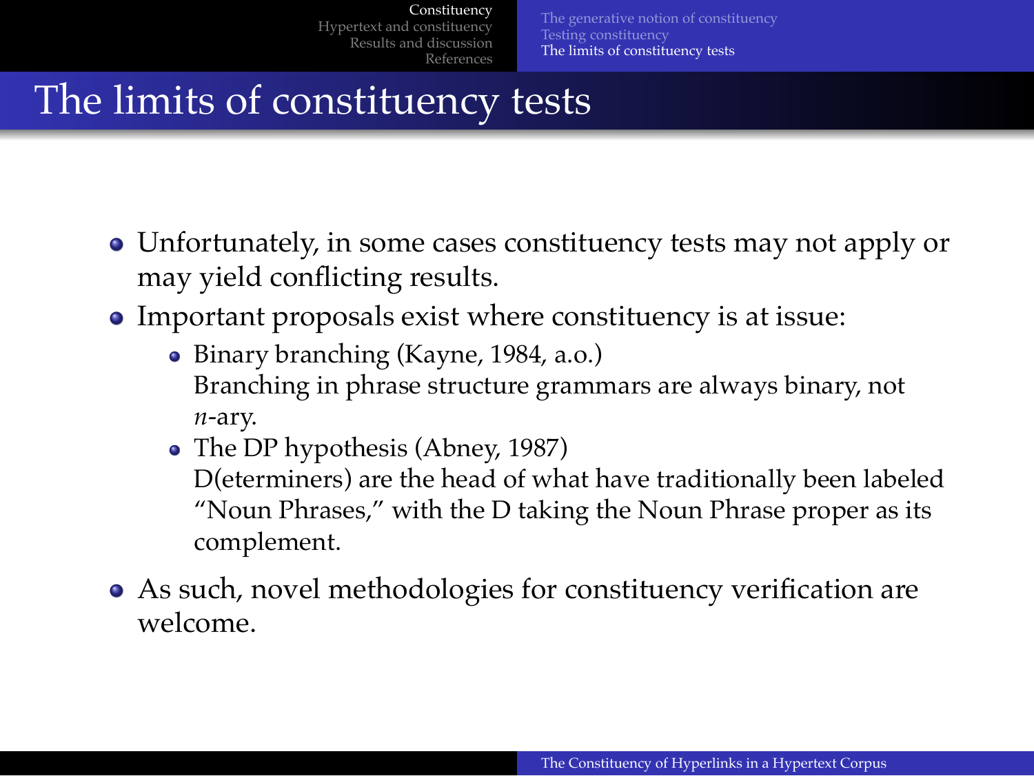# The limits of constituency tests

- Unfortunately, in some cases constituency tests may not apply or may yield conflicting results.
- Important proposals exist where constituency is at issue:
  - Binary branching (Kayne, 1984, a.o.)
    Branching in phrase structure grammars are always binary, not *n*-ary.
  - The DP hypothesis (Abney, 1987)
    D(eterminers) are the head of what have traditionally been labeled "Noun Phrases," with the D taking the Noun Phrase proper as its complement.
- As such, novel methodologies for constituency verification are welcome.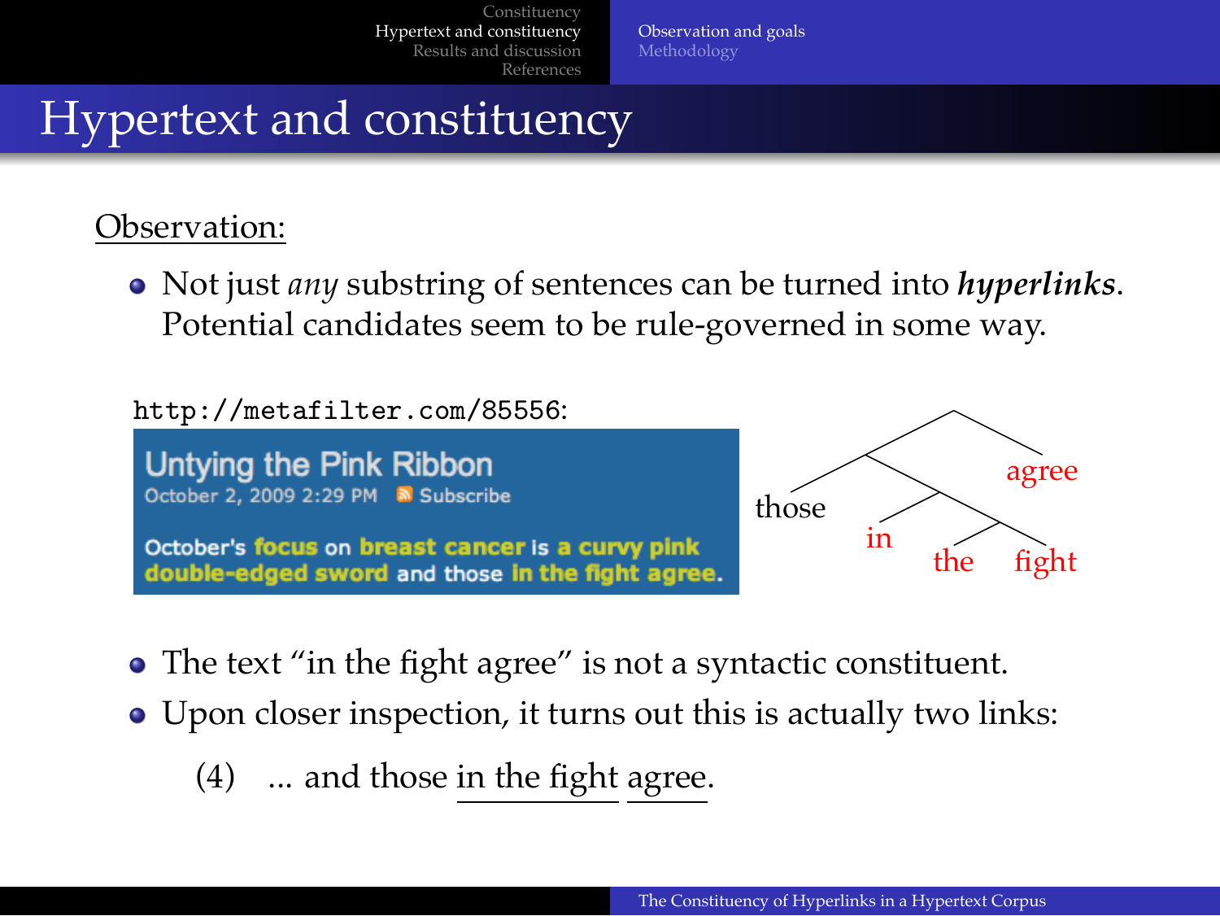# Hypertext and constituency

Observation:

- Not just *any* substring of sentences can be turned into ***hyperlinks***. Potential candidates seem to be rule-governed in some way.

`http://metafilter.com/85556`:

Untying the Pink Ribbon
October 2, 2009 2:29 PM Subscribe

October's focus on breast cancer is a curvy pink double-edged sword and those in the fight agree.

- The text "in the fight agree" is not a syntactic constituent.
- Upon closer inspection, it turns out this is actually two links:

(4) ... and those in the fight agree.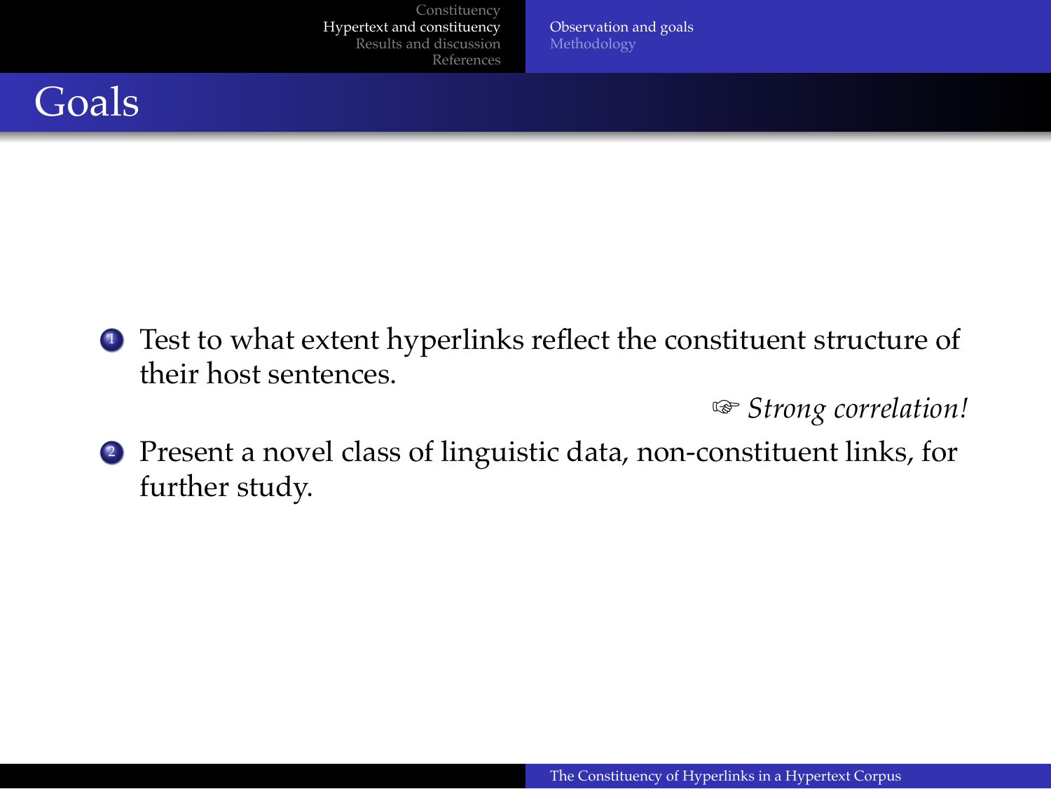# Goals

1. Test to what extent hyperlinks reflect the constituent structure of their host sentences.

   ☞ *Strong correlation!*

2. Present a novel class of linguistic data, non-constituent links, for further study.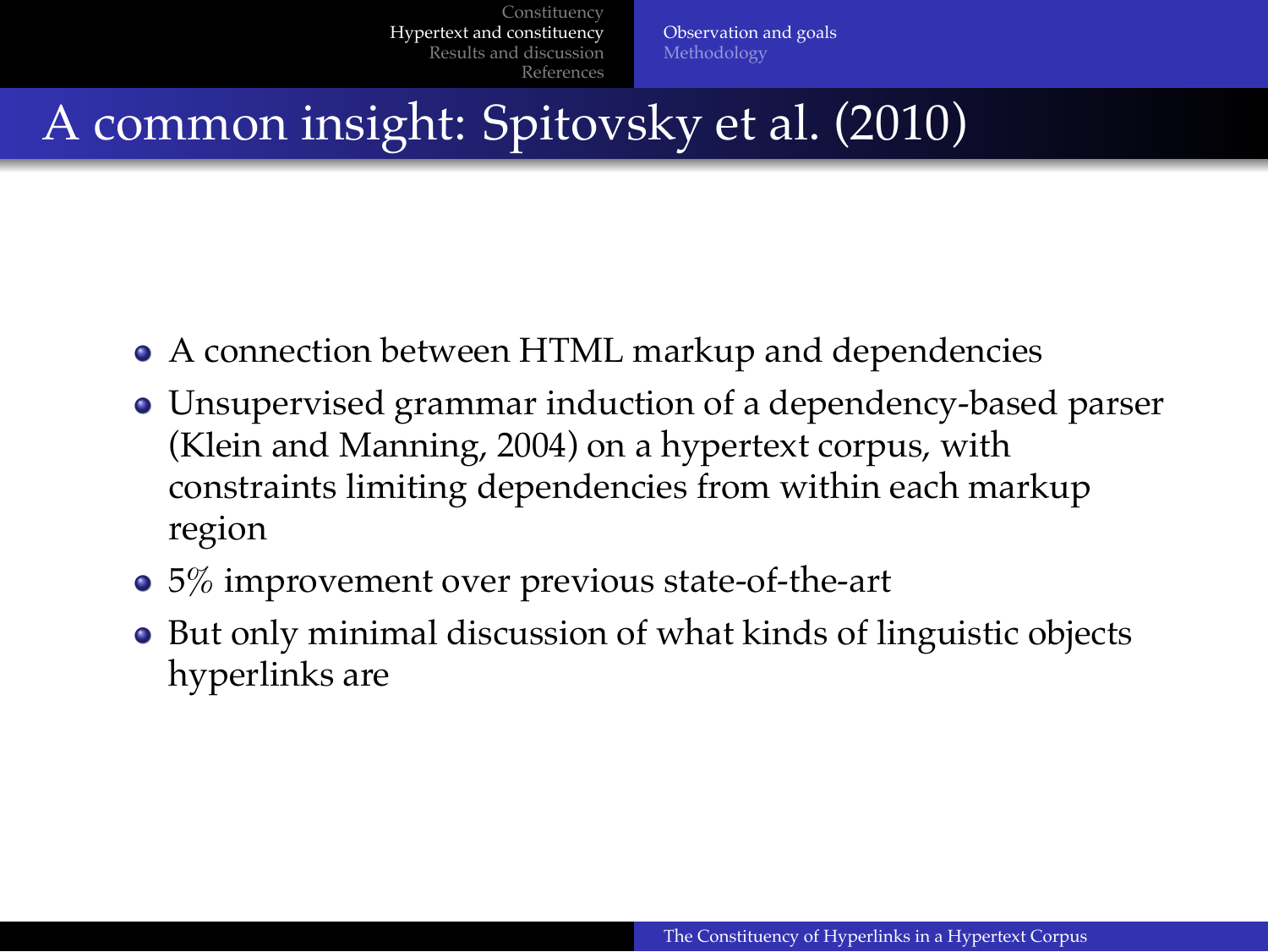# A common insight: Spitovsky et al. (2010)

- A connection between HTML markup and dependencies
- Unsupervised grammar induction of a dependency-based parser (Klein and Manning, 2004) on a hypertext corpus, with constraints limiting dependencies from within each markup region
- 5% improvement over previous state-of-the-art
- But only minimal discussion of what kinds of linguistic objects hyperlinks are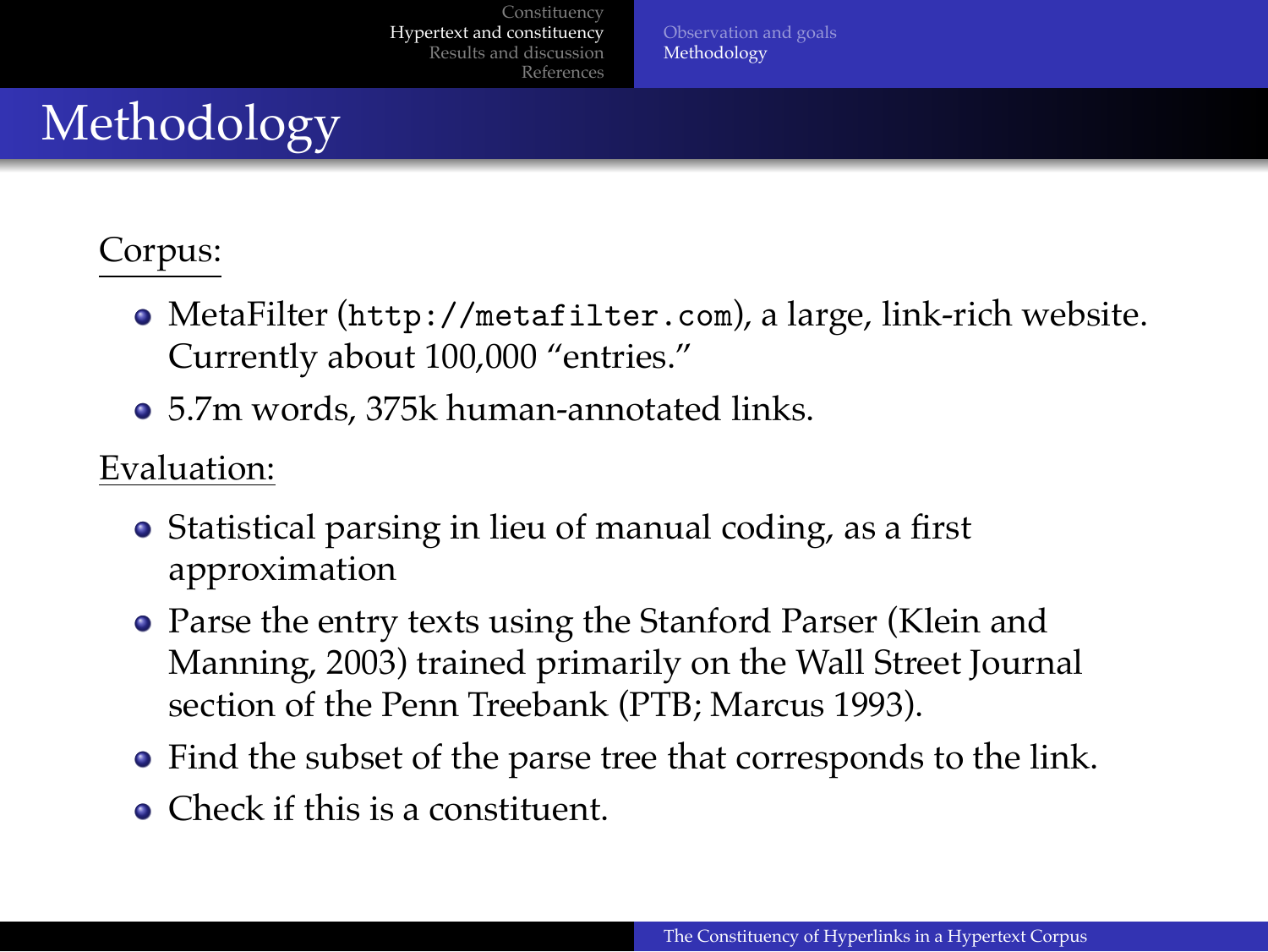# Methodology

Corpus:

- MetaFilter (`http://metafilter.com`), a large, link-rich website. Currently about 100,000 "entries."
- 5.7m words, 375k human-annotated links.

Evaluation:

- Statistical parsing in lieu of manual coding, as a first approximation
- Parse the entry texts using the Stanford Parser (Klein and Manning, 2003) trained primarily on the Wall Street Journal section of the Penn Treebank (PTB; Marcus 1993).
- Find the subset of the parse tree that corresponds to the link.
- Check if this is a constituent.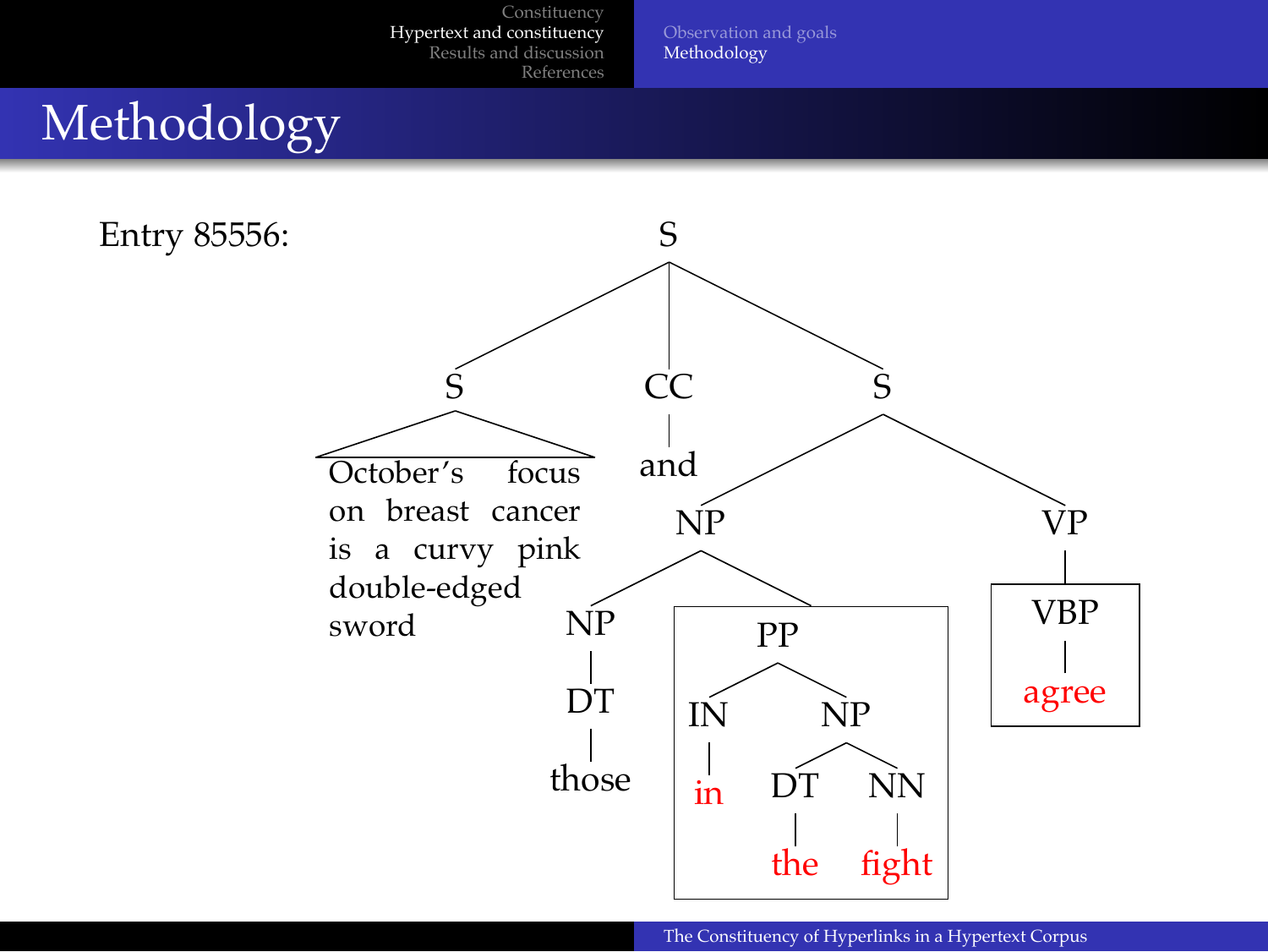# Methodology

Entry 85556:

```
                         S
          _______________|_______________
         |               |               |
         S               CC              S
   ______|______         |        _______|_______
  October's focus       and      |               |
  on breast cancer               NP              VP
  is a curvy pink            ____|____           |
  double-edged              |         |       [ VBP ]
  sword                     NP      [ PP ]    [  |  ]
                            |       [ _|___ ] [agree]
                            DT      [IN   NP]
                            |       [|   _|_]
                          those     [in DT NN]
                                    [   |  | ]
                                    [ the fight]
```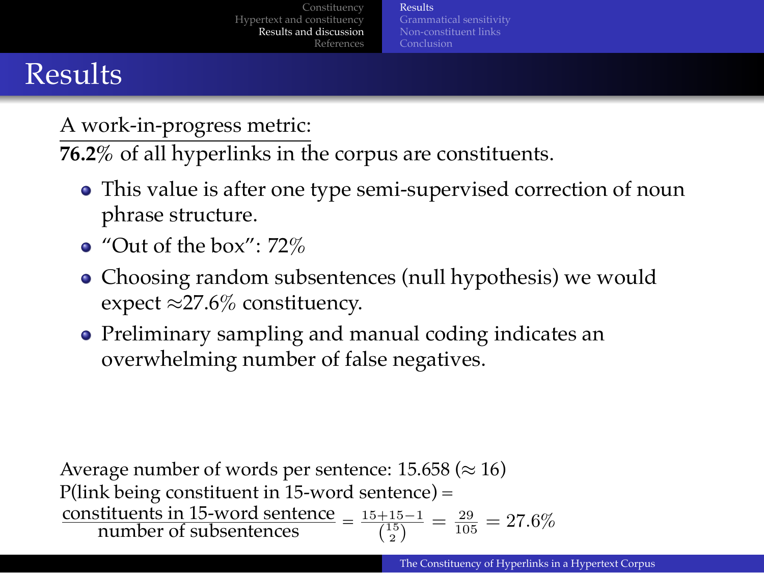# Results

A work-in-progress metric:

**76.2**% of all hyperlinks in the corpus are constituents.

- This value is after one type semi-supervised correction of noun phrase structure.
- "Out of the box": 72%
- Choosing random subsentences (null hypothesis) we would expect ≈27.6% constituency.
- Preliminary sampling and manual coding indicates an overwhelming number of false negatives.

Average number of words per sentence: 15.658 (≈ 16)

P(link being constituent in 15-word sentence) =

$$\frac{\text{constituents in 15-word sentence}}{\text{number of subsentences}} = \frac{15+15-1}{\binom{15}{2}} = \frac{29}{105} = 27.6\%$$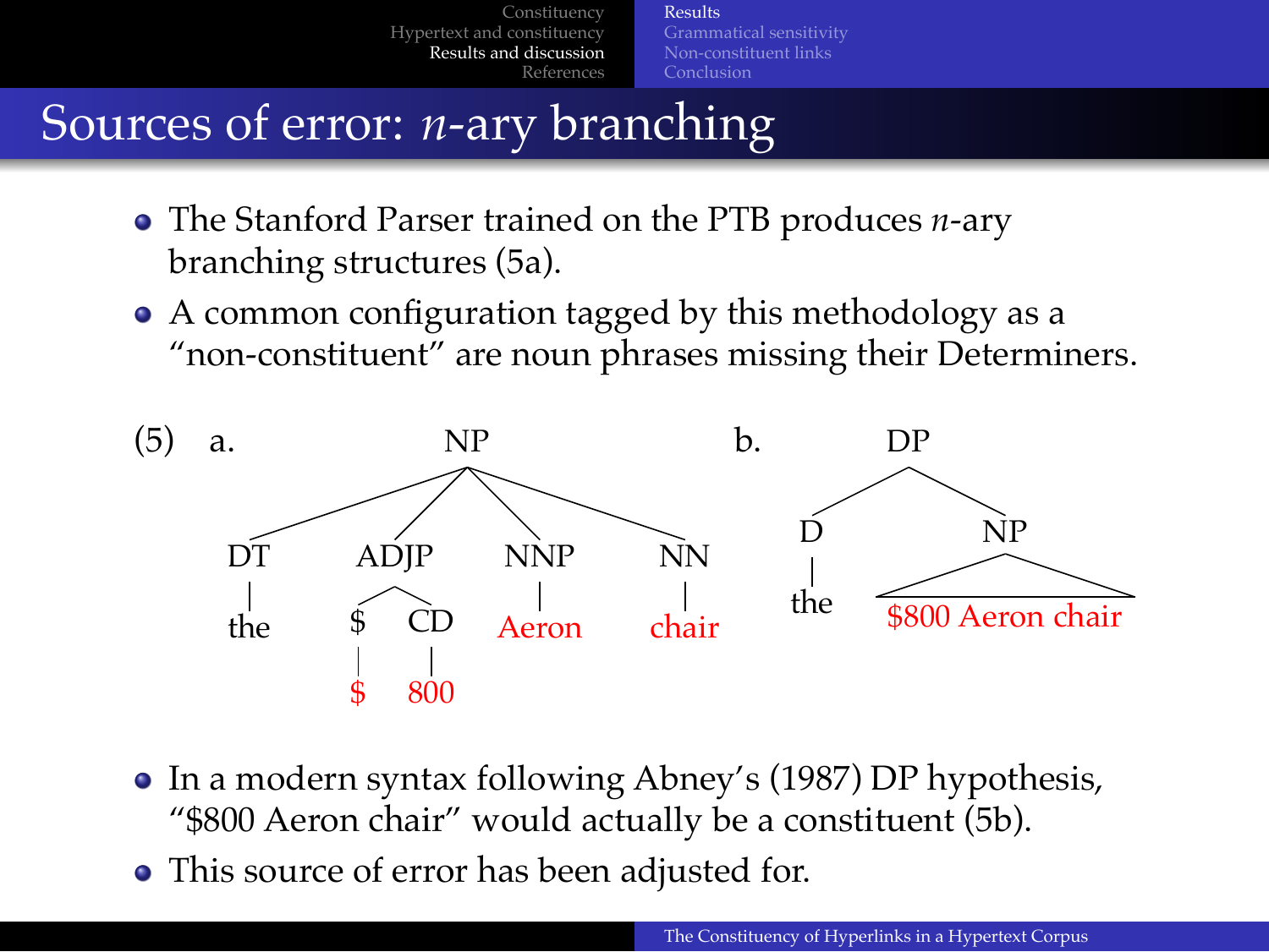# Sources of error: *n*-ary branching

- The Stanford Parser trained on the PTB produces *n*-ary branching structures (5a).
- A common configuration tagged by this methodology as a “non-constituent” are noun phrases missing their Determiners.

(5) a. [NP [DT the] [ADJP [$ $] [CD 800]] [NNP Aeron] [NN chair]]

b. [DP [D the] [NP $800 Aeron chair]]

- In a modern syntax following Abney’s (1987) DP hypothesis, “$800 Aeron chair” would actually be a constituent (5b).
- This source of error has been adjusted for.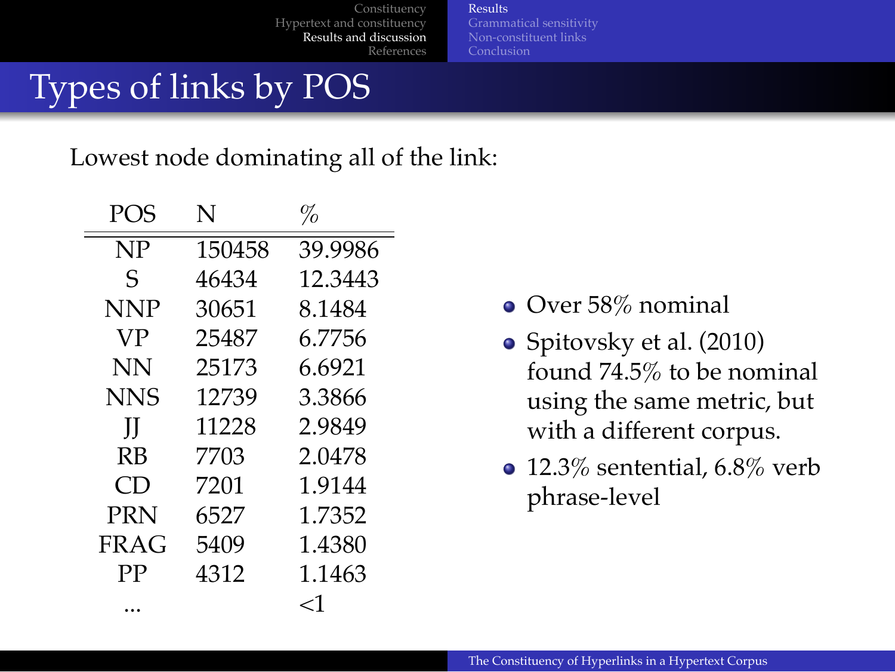# Types of links by POS

Lowest node dominating all of the link:

| POS | N | % |
|---|---|---|
| NP | 150458 | 39.9986 |
| S | 46434 | 12.3443 |
| NNP | 30651 | 8.1484 |
| VP | 25487 | 6.7756 |
| NN | 25173 | 6.6921 |
| NNS | 12739 | 3.3866 |
| JJ | 11228 | 2.9849 |
| RB | 7703 | 2.0478 |
| CD | 7201 | 1.9144 |
| PRN | 6527 | 1.7352 |
| FRAG | 5409 | 1.4380 |
| PP | 4312 | 1.1463 |
| ... | | <1 |

- Over 58% nominal
- Spitovsky et al. (2010) found 74.5% to be nominal using the same metric, but with a different corpus.
- 12.3% sentential, 6.8% verb phrase-level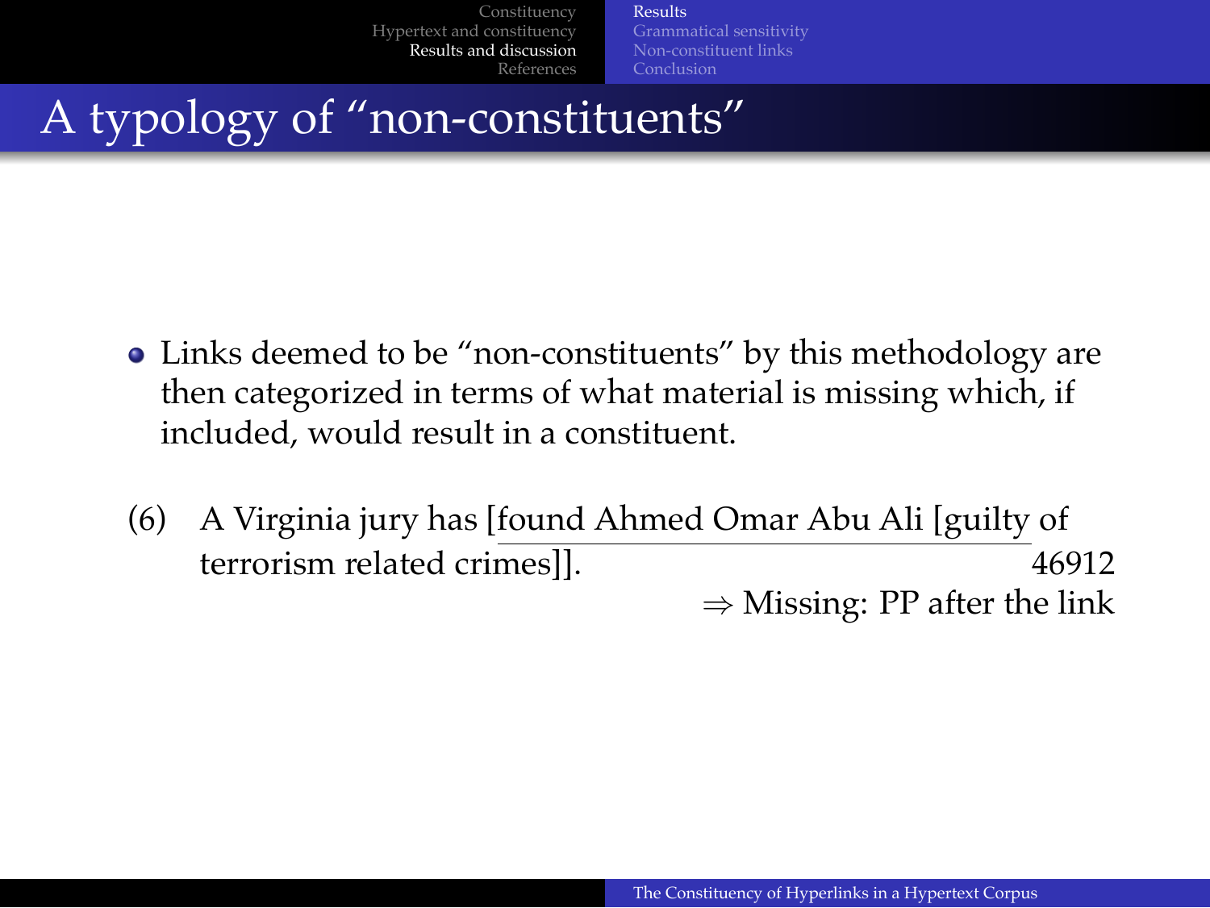# A typology of "non-constituents"

- Links deemed to be "non-constituents" by this methodology are then categorized in terms of what material is missing which, if included, would result in a constituent.

(6) A Virginia jury has [found Ahmed Omar Abu Ali [guilty of terrorism related crimes]]. 46912

⇒ Missing: PP after the link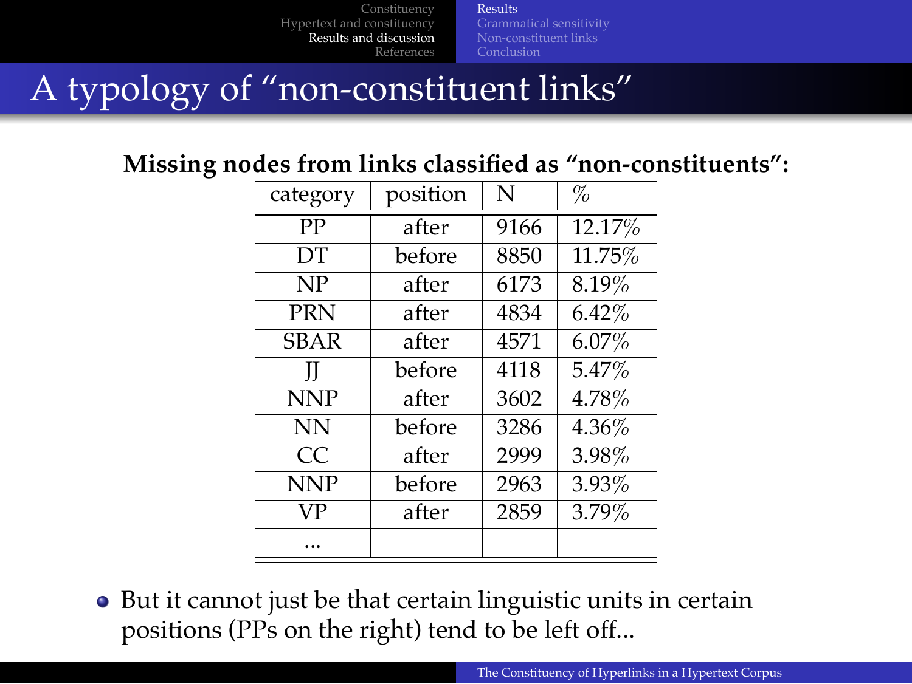# A typology of "non-constituent links"

**Missing nodes from links classified as "non-constituents":**

| category | position | N | % |
|---|---|---|---|
| PP | after | 9166 | 12.17% |
| DT | before | 8850 | 11.75% |
| NP | after | 6173 | 8.19% |
| PRN | after | 4834 | 6.42% |
| SBAR | after | 4571 | 6.07% |
| JJ | before | 4118 | 5.47% |
| NNP | after | 3602 | 4.78% |
| NN | before | 3286 | 4.36% |
| CC | after | 2999 | 3.98% |
| NNP | before | 2963 | 3.93% |
| VP | after | 2859 | 3.79% |
| ... | | | |

- But it cannot just be that certain linguistic units in certain positions (PPs on the right) tend to be left off...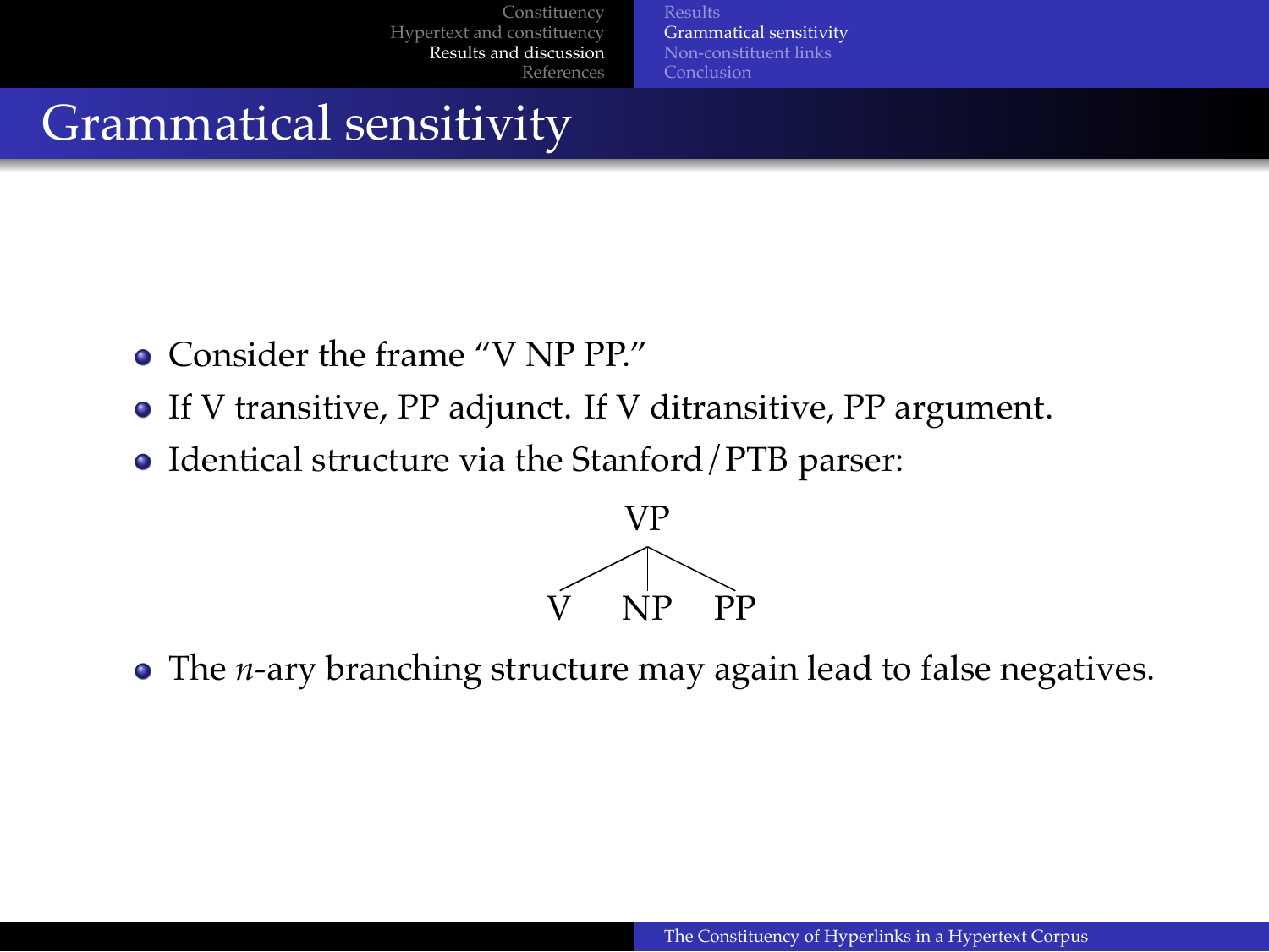# Grammatical sensitivity

- Consider the frame "V NP PP."
- If V transitive, PP adjunct. If V ditransitive, PP argument.
- Identical structure via the Stanford/PTB parser:

```
        VP
      /  |  \
     V   NP  PP
```

- The *n*-ary branching structure may again lead to false negatives.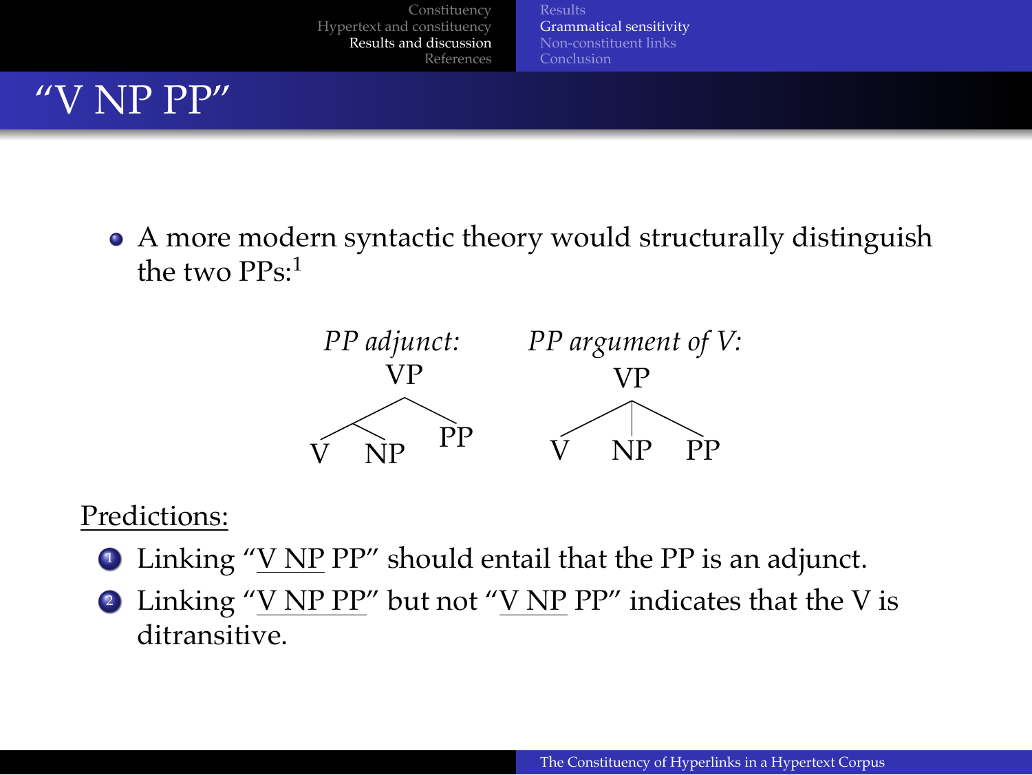# "V NP PP"

- A more modern syntactic theory would structurally distinguish the two PPs:[1]

*PP adjunct:*

```
        VP
       /  \
      /    PP
     /\
    V  NP
```

*PP argument of V:*

```
        VP
      / |  \
     V  NP  PP
```

Predictions:

1. Linking "V NP PP" should entail that the PP is an adjunct.
2. Linking "V NP PP" but not "V NP PP" indicates that the V is ditransitive.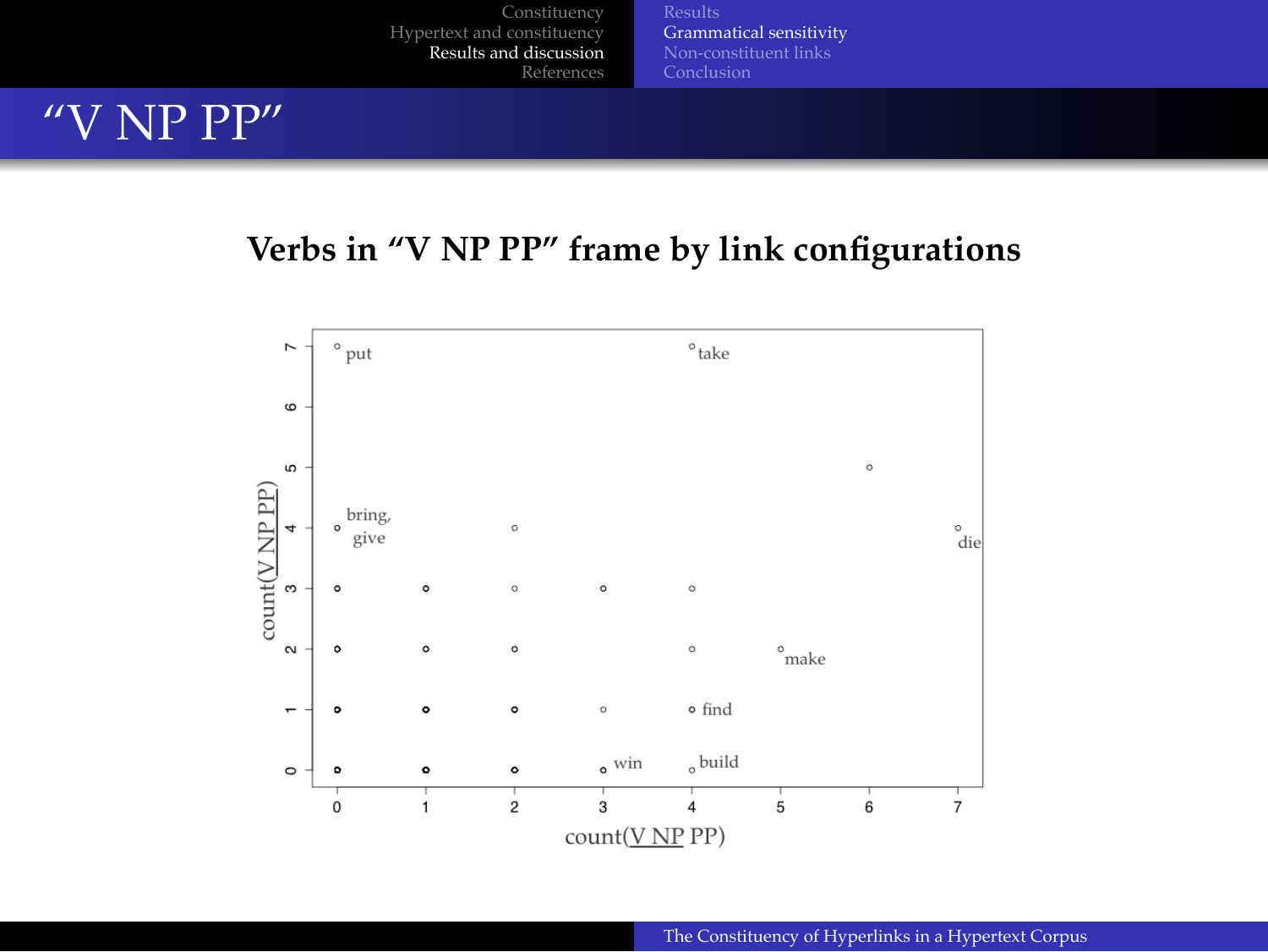# "V NP PP"

## Verbs in "V NP PP" frame by link configurations

| count(V NP PP) x-axis | count(V NP PP) y-axis | Label |
|---|---|---|
| 0 | 7 | put |
| 4 | 7 | take |
| 6 | 5 | |
| 0 | 4 | bring, give |
| 2 | 4 | |
| 7 | 4 | die |
| 0 | 3 | |
| 1 | 3 | |
| 2 | 3 | |
| 3 | 3 | |
| 4 | 3 | |
| 0 | 2 | |
| 1 | 2 | |
| 2 | 2 | |
| 4 | 2 | |
| 5 | 2 | make |
| 0 | 1 | |
| 1 | 1 | |
| 2 | 1 | |
| 3 | 1 | |
| 4 | 1 | find |
| 0 | 0 | |
| 1 | 0 | |
| 2 | 0 | |
| 3 | 0 | win |
| 4 | 0 | build |

x-axis: count(V NP PP) (with "V NP" underlined); y-axis: count(V NP PP) (with "V NP PP" underlined)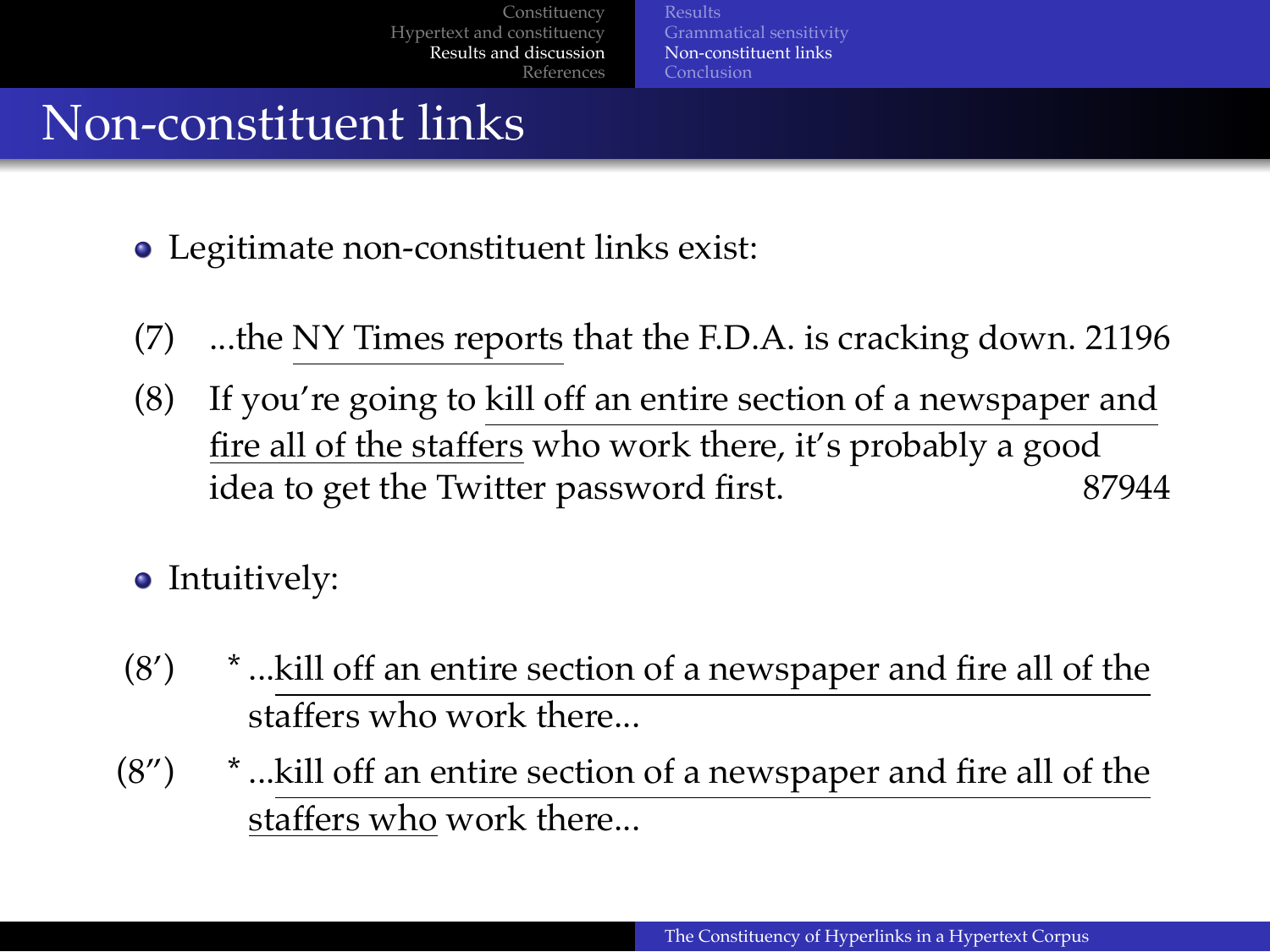# Non-constituent links

- Legitimate non-constituent links exist:

(7) ...the <u>NY Times reports</u> that the F.D.A. is cracking down. 21196

(8) If you're going to <u>kill off an entire section of a newspaper and fire all of the staffers</u> who work there, it's probably a good idea to get the Twitter password first. 87944

- Intuitively:

(8′) * ...<u>kill off an entire section of a newspaper and fire all of the staffers who work there</u>...

(8″) * ...<u>kill off an entire section of a newspaper and fire all of the staffers who</u> work there...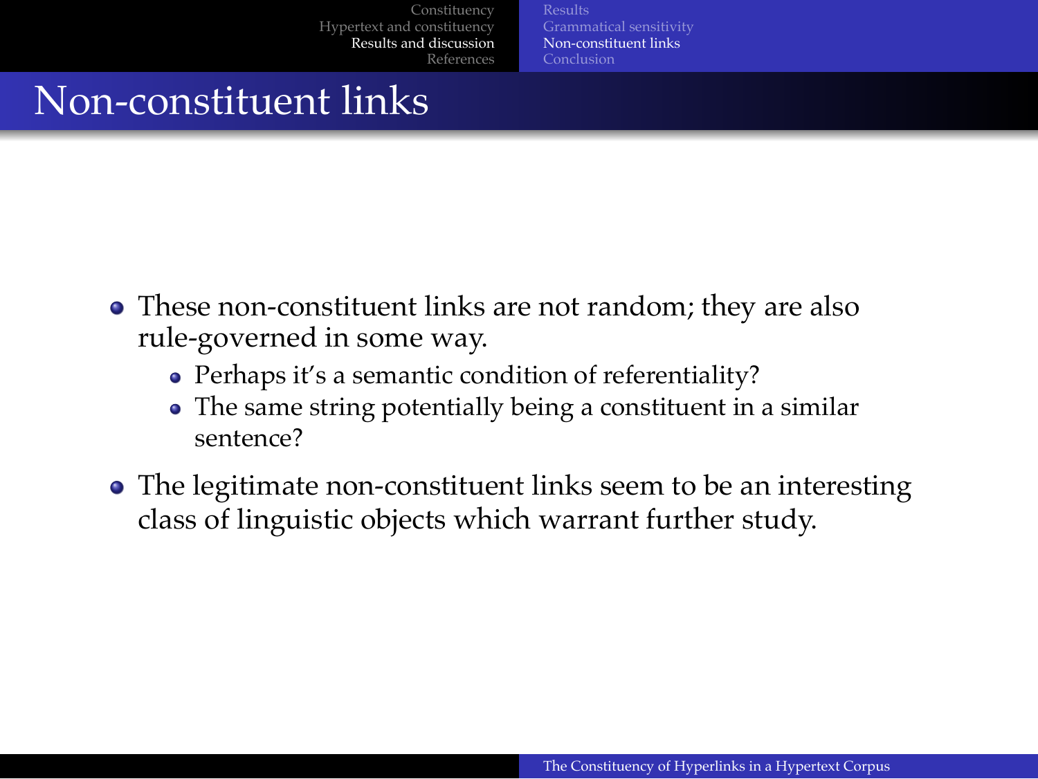# Non-constituent links

- These non-constituent links are not random; they are also rule-governed in some way.
  - Perhaps it's a semantic condition of referentiality?
  - The same string potentially being a constituent in a similar sentence?
- The legitimate non-constituent links seem to be an interesting class of linguistic objects which warrant further study.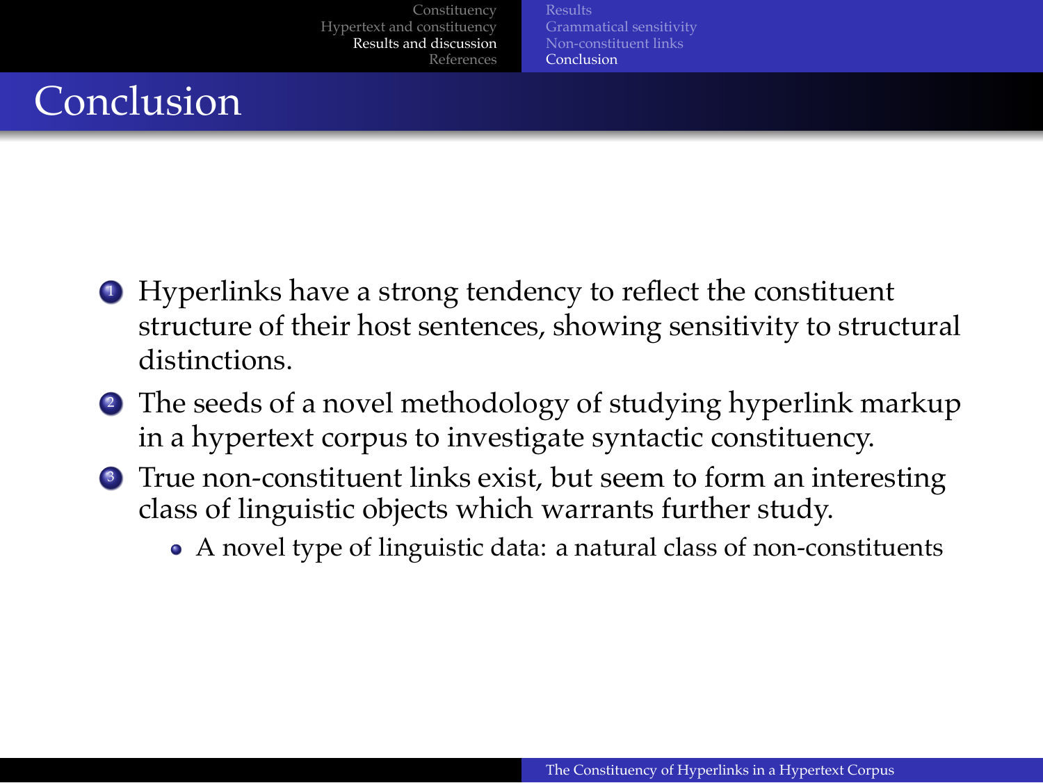# Conclusion

1. Hyperlinks have a strong tendency to reflect the constituent structure of their host sentences, showing sensitivity to structural distinctions.
2. The seeds of a novel methodology of studying hyperlink markup in a hypertext corpus to investigate syntactic constituency.
3. True non-constituent links exist, but seem to form an interesting class of linguistic objects which warrants further study.
   - A novel type of linguistic data: a natural class of non-constituents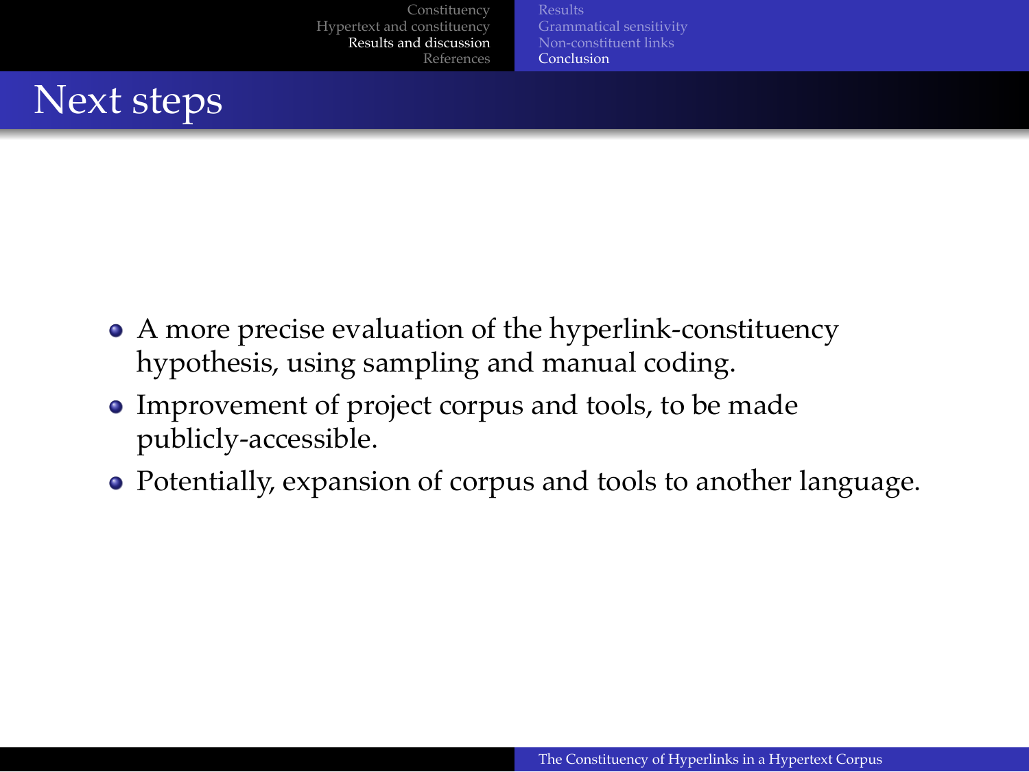# Next steps

- A more precise evaluation of the hyperlink-constituency hypothesis, using sampling and manual coding.
- Improvement of project corpus and tools, to be made publicly-accessible.
- Potentially, expansion of corpus and tools to another language.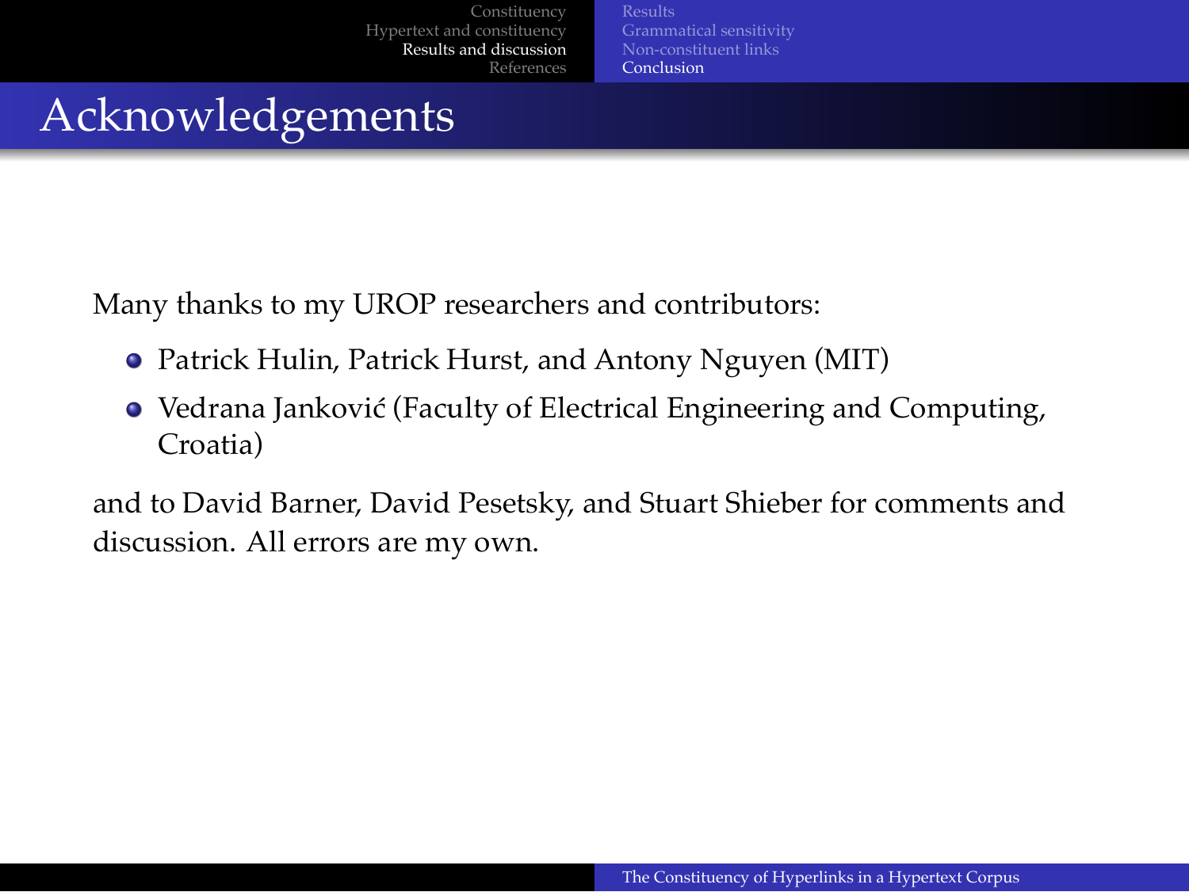# Acknowledgements

Many thanks to my UROP researchers and contributors:

- Patrick Hulin, Patrick Hurst, and Antony Nguyen (MIT)
- Vedrana Janković (Faculty of Electrical Engineering and Computing, Croatia)

and to David Barner, David Pesetsky, and Stuart Shieber for comments and discussion. All errors are my own.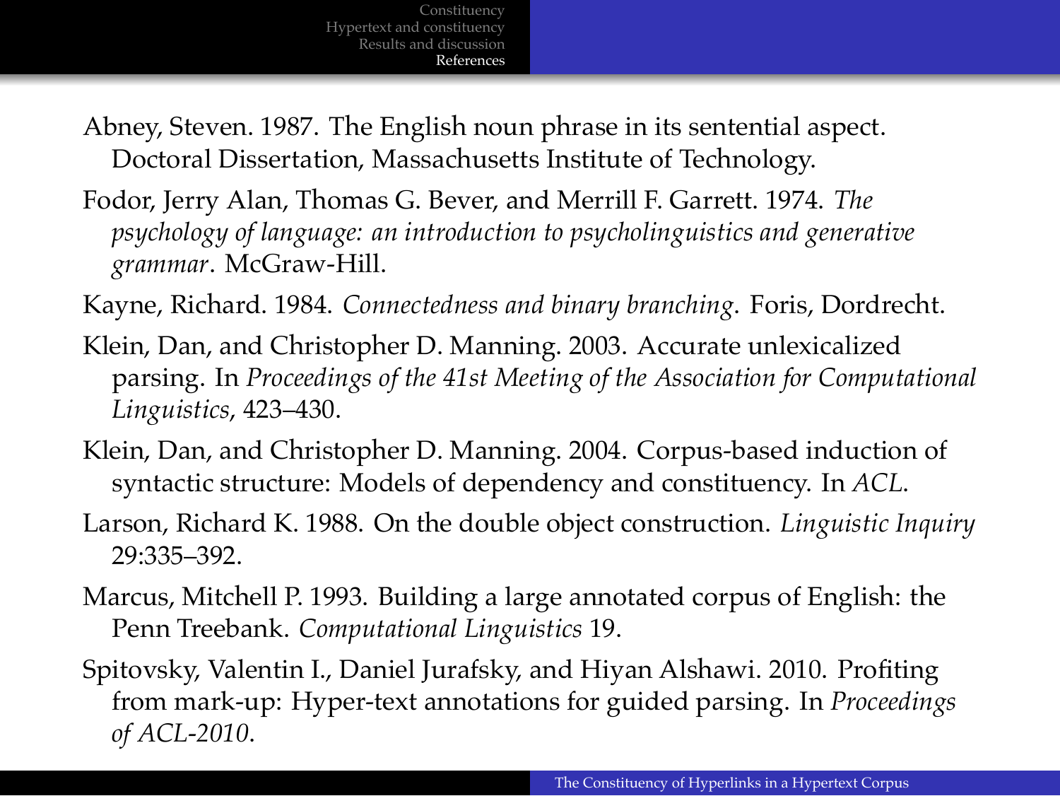Abney, Steven. 1987. The English noun phrase in its sentential aspect. Doctoral Dissertation, Massachusetts Institute of Technology.

Fodor, Jerry Alan, Thomas G. Bever, and Merrill F. Garrett. 1974. *The psychology of language: an introduction to psycholinguistics and generative grammar*. McGraw-Hill.

Kayne, Richard. 1984. *Connectedness and binary branching*. Foris, Dordrecht.

Klein, Dan, and Christopher D. Manning. 2003. Accurate unlexicalized parsing. In *Proceedings of the 41st Meeting of the Association for Computational Linguistics*, 423–430.

Klein, Dan, and Christopher D. Manning. 2004. Corpus-based induction of syntactic structure: Models of dependency and constituency. In *ACL*.

Larson, Richard K. 1988. On the double object construction. *Linguistic Inquiry* 29:335–392.

Marcus, Mitchell P. 1993. Building a large annotated corpus of English: the Penn Treebank. *Computational Linguistics* 19.

Spitovsky, Valentin I., Daniel Jurafsky, and Hiyan Alshawi. 2010. Profiting from mark-up: Hyper-text annotations for guided parsing. In *Proceedings of ACL-2010*.